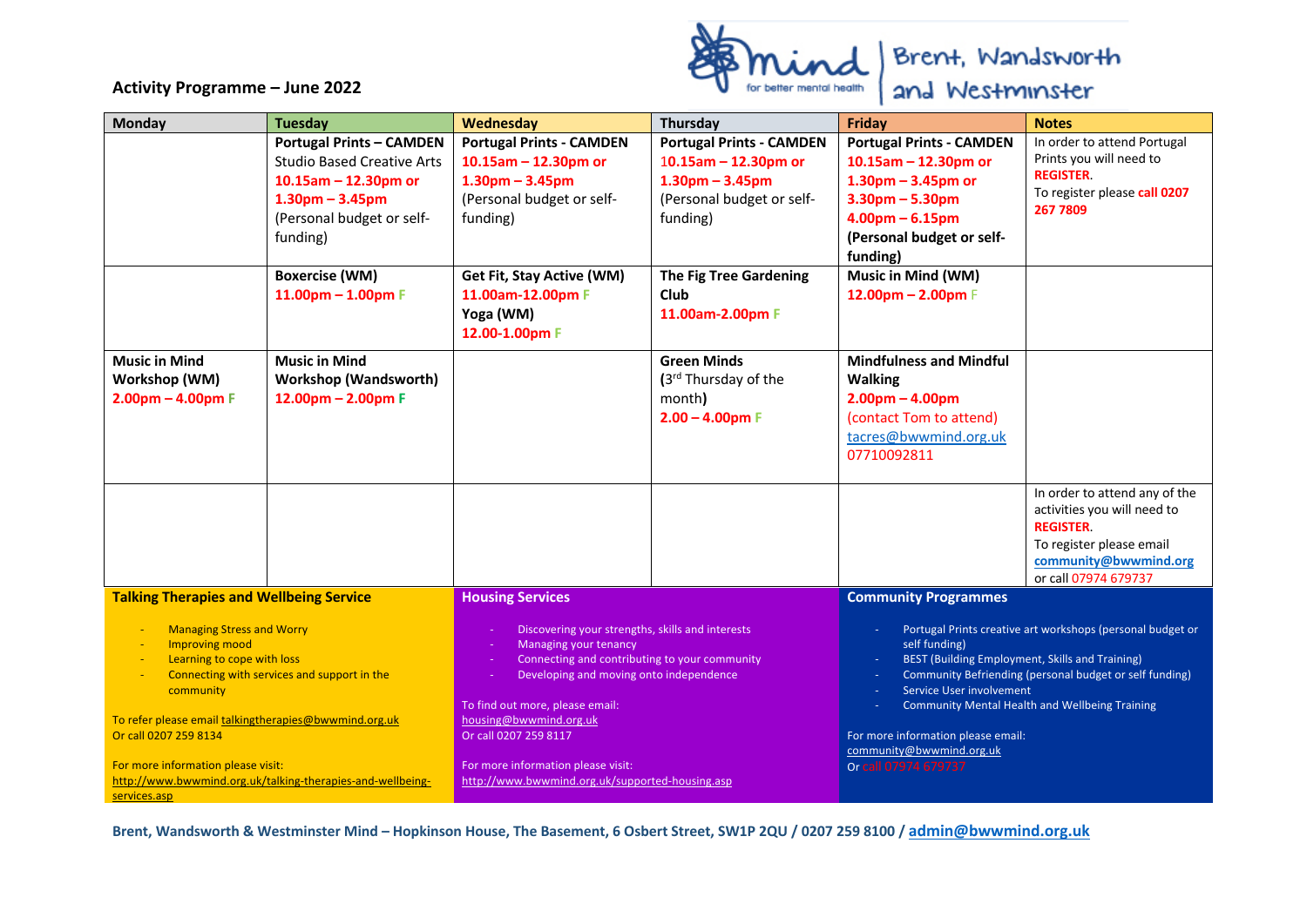**Activity Programme – June 2022**

Mind for better mental health | Brent, Wandsworth and Westminster

| Monday | Tuesday | Wednesday | Thursday | Friday | Notes |
|---|---|---|---|---|---|
| | **Portugal Prints – CAMDEN** Studio Based Creative Arts **10.15am – 12.30pm or 1.30pm – 3.45pm** (Personal budget or self-funding) | **Portugal Prints - CAMDEN** **10.15am – 12.30pm or 1.30pm – 3.45pm** (Personal budget or self-funding) | **Portugal Prints - CAMDEN** **10.15am – 12.30pm or 1.30pm – 3.45pm** (Personal budget or self-funding) | **Portugal Prints - CAMDEN** **10.15am – 12.30pm or 1.30pm – 3.45pm or 3.30pm – 5.30pm 4.00pm – 6.15pm (Personal budget or self-funding)** | In order to attend Portugal Prints you will need to **REGISTER**. To register please **call 0207 267 7809** |
| | **Boxercise (WM)** **11.00pm – 1.00pm F** | **Get Fit, Stay Active (WM)** **11.00am-12.00pm F** **Yoga (WM)** **12.00-1.00pm F** | **The Fig Tree Gardening Club** **11.00am-2.00pm F** | **Music in Mind (WM)** **12.00pm – 2.00pm F** | |
| **Music in Mind Workshop (WM)** **2.00pm – 4.00pm F** | **Music in Mind Workshop (Wandsworth)** **12.00pm – 2.00pm F** | | **Green Minds** **(**3rd Thursday of the month**)** **2.00 – 4.00pm F** | **Mindfulness and Mindful Walking** **2.00pm – 4.00pm** (contact Tom to attend) tacres@bwwmind.org.uk 07710092811 | |
| | | | | | In order to attend any of the activities you will need to **REGISTER**. To register please email **community@bwwmind.org** or call 07974 679737 |

**Talking Therapies and Wellbeing Service**

- Managing Stress and Worry
- Improving mood
- Learning to cope with loss
- Connecting with services and support in the community

To refer please email talkingtherapies@bwwmind.org.uk
Or call 0207 259 8134

For more information please visit:
http://www.bwwmind.org.uk/talking-therapies-and-wellbeing-services.asp

**Housing Services**

- Discovering your strengths, skills and interests
- Managing your tenancy
- Connecting and contributing to your community
- Developing and moving onto independence

To find out more, please email:
housing@bwwmind.org.uk
Or call 0207 259 8117

For more information please visit:
http://www.bwwmind.org.uk/supported-housing.asp

**Community Programmes**

- Portugal Prints creative art workshops (personal budget or self funding)
- BEST (Building Employment, Skills and Training)
- Community Befriending (personal budget or self funding)
- Service User involvement
- Community Mental Health and Wellbeing Training

For more information please email:
community@bwwmind.org.uk
Or call 07974 679737

**Brent, Wandsworth & Westminster Mind – Hopkinson House, The Basement, 6 Osbert Street, SW1P 2QU / 0207 259 8100 / admin@bwwmind.org.uk**